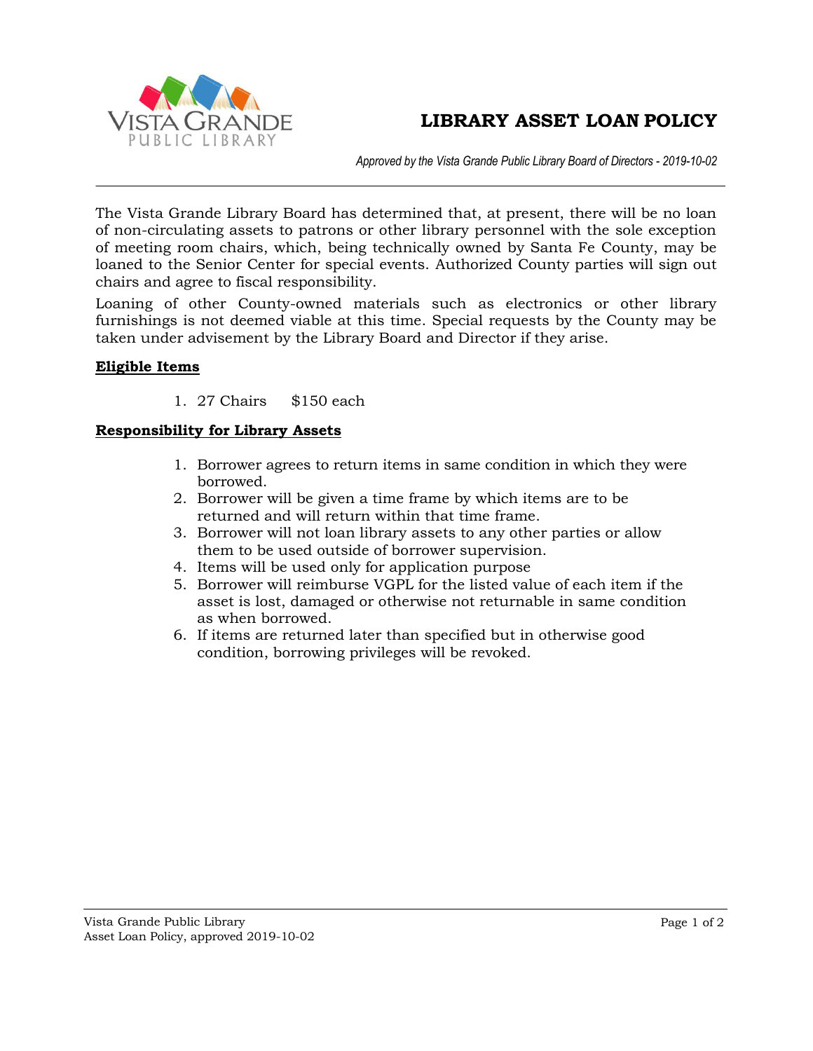VISTA GRANDE
PUBLIC LIBRARY

# LIBRARY ASSET LOAN POLICY

*Approved by the Vista Grande Public Library Board of Directors - 2019-10-02*

---

The Vista Grande Library Board has determined that, at present, there will be no loan of non-circulating assets to patrons or other library personnel with the sole exception of meeting room chairs, which, being technically owned by Santa Fe County, may be loaned to the Senior Center for special events. Authorized County parties will sign out chairs and agree to fiscal responsibility.

Loaning of other County-owned materials such as electronics or other library furnishings is not deemed viable at this time. Special requests by the County may be taken under advisement by the Library Board and Director if they arise.

## Eligible Items

1. 27 Chairs $150 each

## Responsibility for Library Assets

1. Borrower agrees to return items in same condition in which they were borrowed.
2. Borrower will be given a time frame by which items are to be returned and will return within that time frame.
3. Borrower will not loan library assets to any other parties or allow them to be used outside of borrower supervision.
4. Items will be used only for application purpose
5. Borrower will reimburse VGPL for the listed value of each item if the asset is lost, damaged or otherwise not returnable in same condition as when borrowed.
6. If items are returned later than specified but in otherwise good condition, borrowing privileges will be revoked.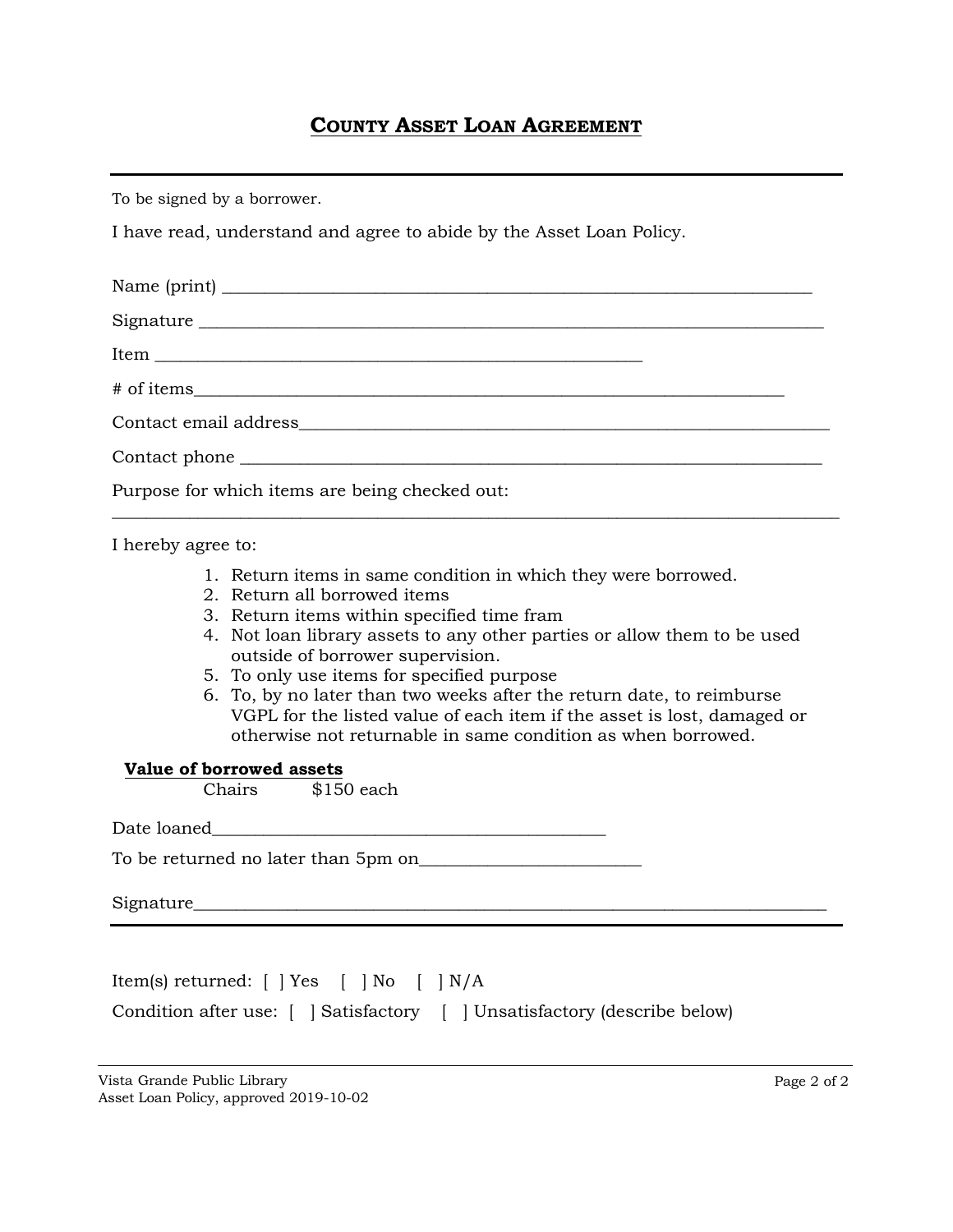# COUNTY ASSET LOAN AGREEMENT

---

To be signed by a borrower.

I have read, understand and agree to abide by the Asset Loan Policy.

Name (print) ____________________________________________________________

Signature ______________________________________________________________

Item ____________________________________________________

# of items______________________________________________________________

Contact email address_____________________________________________________

Contact phone __________________________________________________________

Purpose for which items are being checked out:
_______________________________________________________________________________

I hereby agree to:

1. Return items in same condition in which they were borrowed.
2. Return all borrowed items
3. Return items within specified time fram
4. Not loan library assets to any other parties or allow them to be used outside of borrower supervision.
5. To only use items for specified purpose
6. To, by no later than two weeks after the return date, to reimburse VGPL for the listed value of each item if the asset is lost, damaged or otherwise not returnable in same condition as when borrowed.

**Value of borrowed assets**

Chairs $150 each

Date loaned__________________________________________

To be returned no later than 5pm on________________________

Signature_______________________________________________________________

---

Item(s) returned: [ ] Yes [ ] No [ ] N/A

Condition after use: [ ] Satisfactory [ ] Unsatisfactory (describe below)